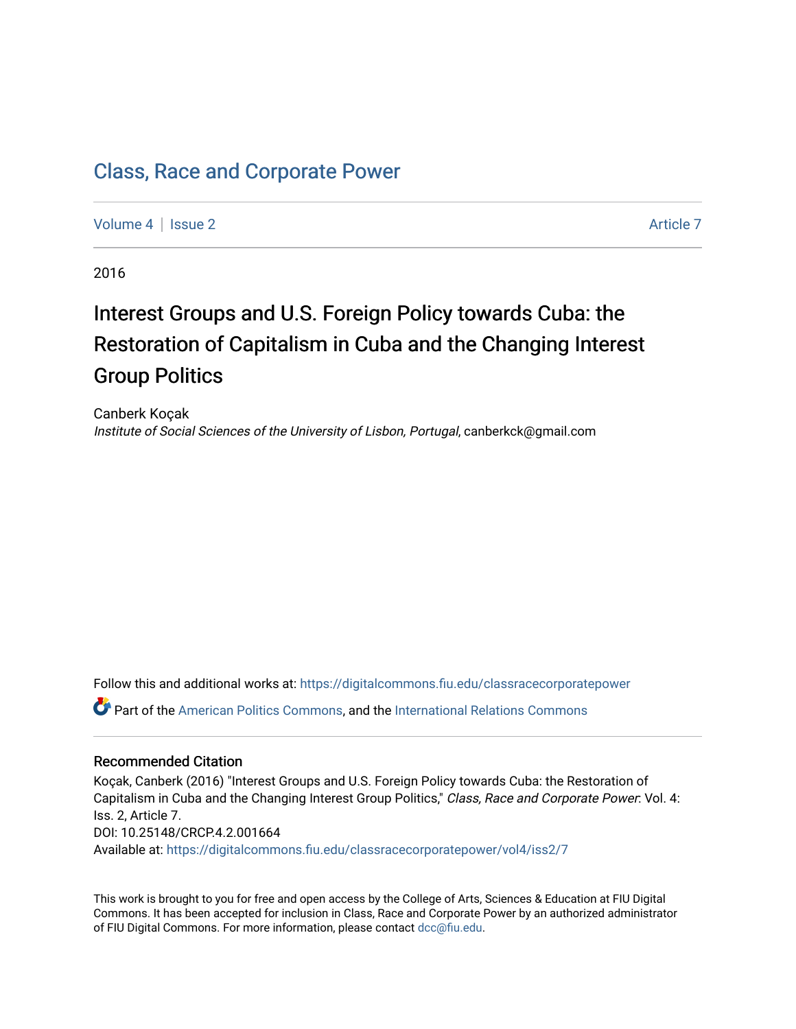# Class, Race and Corporate Power

Volume 4 | Issue 2 Article 7

2016

## Interest Groups and U.S. Foreign Policy towards Cuba: the Restoration of Capitalism in Cuba and the Changing Interest Group Politics

Canberk Koçak
*Institute of Social Sciences of the University of Lisbon, Portugal*, canberkck@gmail.com

Follow this and additional works at: https://digitalcommons.fiu.edu/classracecorporatepower

Part of the American Politics Commons, and the International Relations Commons

### Recommended Citation

Koçak, Canberk (2016) "Interest Groups and U.S. Foreign Policy towards Cuba: the Restoration of Capitalism in Cuba and the Changing Interest Group Politics," *Class, Race and Corporate Power*: Vol. 4: Iss. 2, Article 7.
DOI: 10.25148/CRCP.4.2.001664
Available at: https://digitalcommons.fiu.edu/classracecorporatepower/vol4/iss2/7

This work is brought to you for free and open access by the College of Arts, Sciences & Education at FIU Digital Commons. It has been accepted for inclusion in Class, Race and Corporate Power by an authorized administrator of FIU Digital Commons. For more information, please contact dcc@fiu.edu.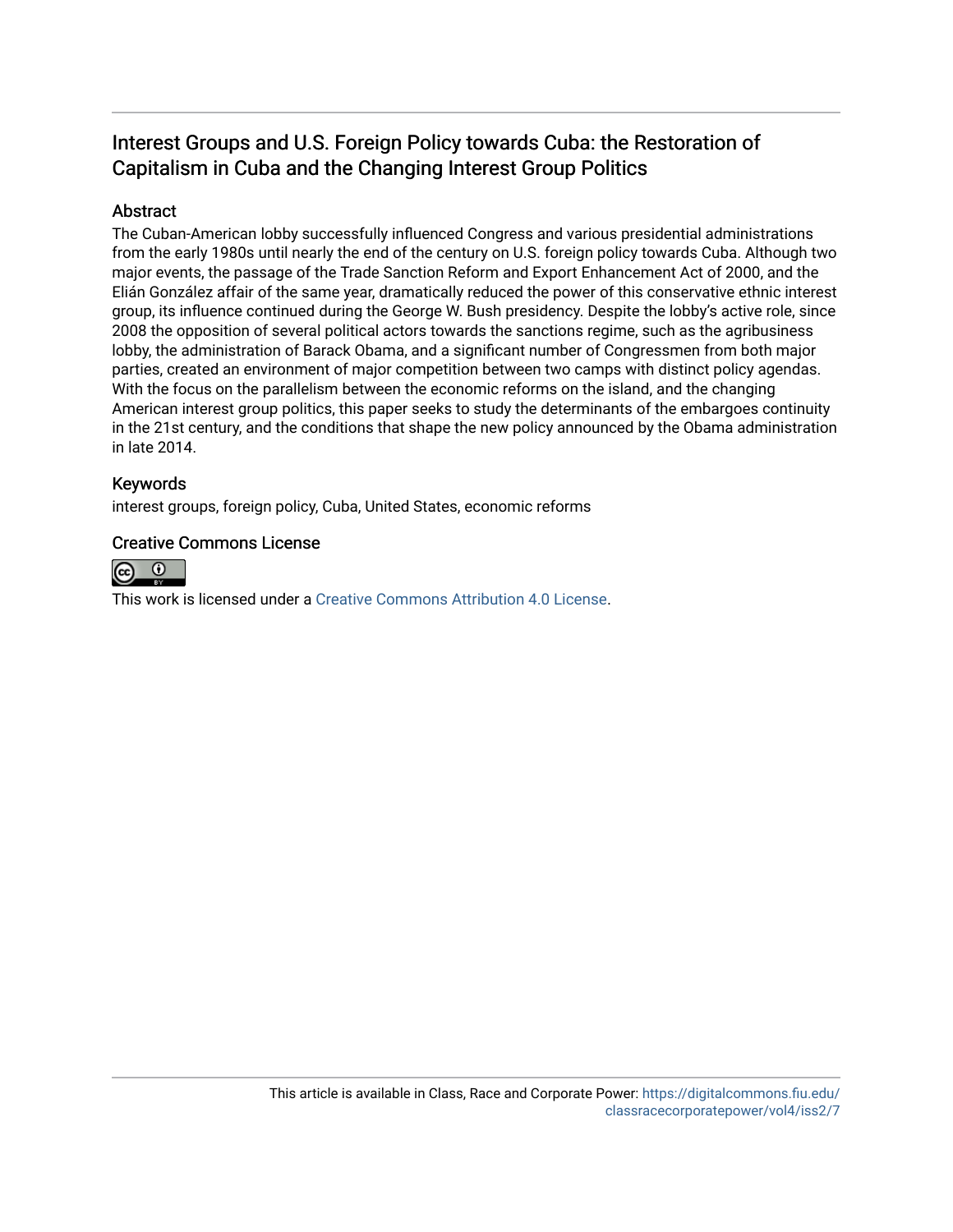# Interest Groups and U.S. Foreign Policy towards Cuba: the Restoration of Capitalism in Cuba and the Changing Interest Group Politics

## Abstract

The Cuban-American lobby successfully influenced Congress and various presidential administrations from the early 1980s until nearly the end of the century on U.S. foreign policy towards Cuba. Although two major events, the passage of the Trade Sanction Reform and Export Enhancement Act of 2000, and the Elián González affair of the same year, dramatically reduced the power of this conservative ethnic interest group, its influence continued during the George W. Bush presidency. Despite the lobby's active role, since 2008 the opposition of several political actors towards the sanctions regime, such as the agribusiness lobby, the administration of Barack Obama, and a significant number of Congressmen from both major parties, created an environment of major competition between two camps with distinct policy agendas. With the focus on the parallelism between the economic reforms on the island, and the changing American interest group politics, this paper seeks to study the determinants of the embargoes continuity in the 21st century, and the conditions that shape the new policy announced by the Obama administration in late 2014.

## Keywords

interest groups, foreign policy, Cuba, United States, economic reforms

## Creative Commons License

This work is licensed under a Creative Commons Attribution 4.0 License.

This article is available in Class, Race and Corporate Power: https://digitalcommons.fiu.edu/classracecorporatepower/vol4/iss2/7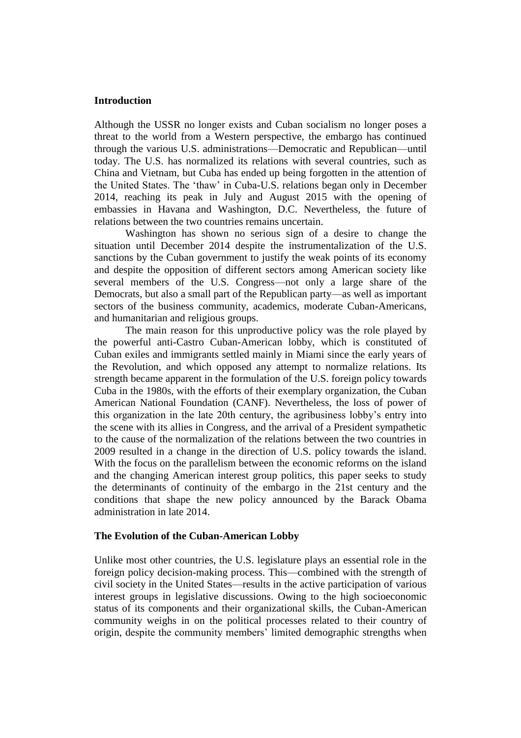## Introduction

Although the USSR no longer exists and Cuban socialism no longer poses a threat to the world from a Western perspective, the embargo has continued through the various U.S. administrations—Democratic and Republican—until today. The U.S. has normalized its relations with several countries, such as China and Vietnam, but Cuba has ended up being forgotten in the attention of the United States. The 'thaw' in Cuba-U.S. relations began only in December 2014, reaching its peak in July and August 2015 with the opening of embassies in Havana and Washington, D.C. Nevertheless, the future of relations between the two countries remains uncertain.

Washington has shown no serious sign of a desire to change the situation until December 2014 despite the instrumentalization of the U.S. sanctions by the Cuban government to justify the weak points of its economy and despite the opposition of different sectors among American society like several members of the U.S. Congress—not only a large share of the Democrats, but also a small part of the Republican party—as well as important sectors of the business community, academics, moderate Cuban-Americans, and humanitarian and religious groups.

The main reason for this unproductive policy was the role played by the powerful anti-Castro Cuban-American lobby, which is constituted of Cuban exiles and immigrants settled mainly in Miami since the early years of the Revolution, and which opposed any attempt to normalize relations. Its strength became apparent in the formulation of the U.S. foreign policy towards Cuba in the 1980s, with the efforts of their exemplary organization, the Cuban American National Foundation (CANF). Nevertheless, the loss of power of this organization in the late 20th century, the agribusiness lobby's entry into the scene with its allies in Congress, and the arrival of a President sympathetic to the cause of the normalization of the relations between the two countries in 2009 resulted in a change in the direction of U.S. policy towards the island. With the focus on the parallelism between the economic reforms on the island and the changing American interest group politics, this paper seeks to study the determinants of continuity of the embargo in the 21st century and the conditions that shape the new policy announced by the Barack Obama administration in late 2014.

## The Evolution of the Cuban-American Lobby

Unlike most other countries, the U.S. legislature plays an essential role in the foreign policy decision-making process. This—combined with the strength of civil society in the United States—results in the active participation of various interest groups in legislative discussions. Owing to the high socioeconomic status of its components and their organizational skills, the Cuban-American community weighs in on the political processes related to their country of origin, despite the community members' limited demographic strengths when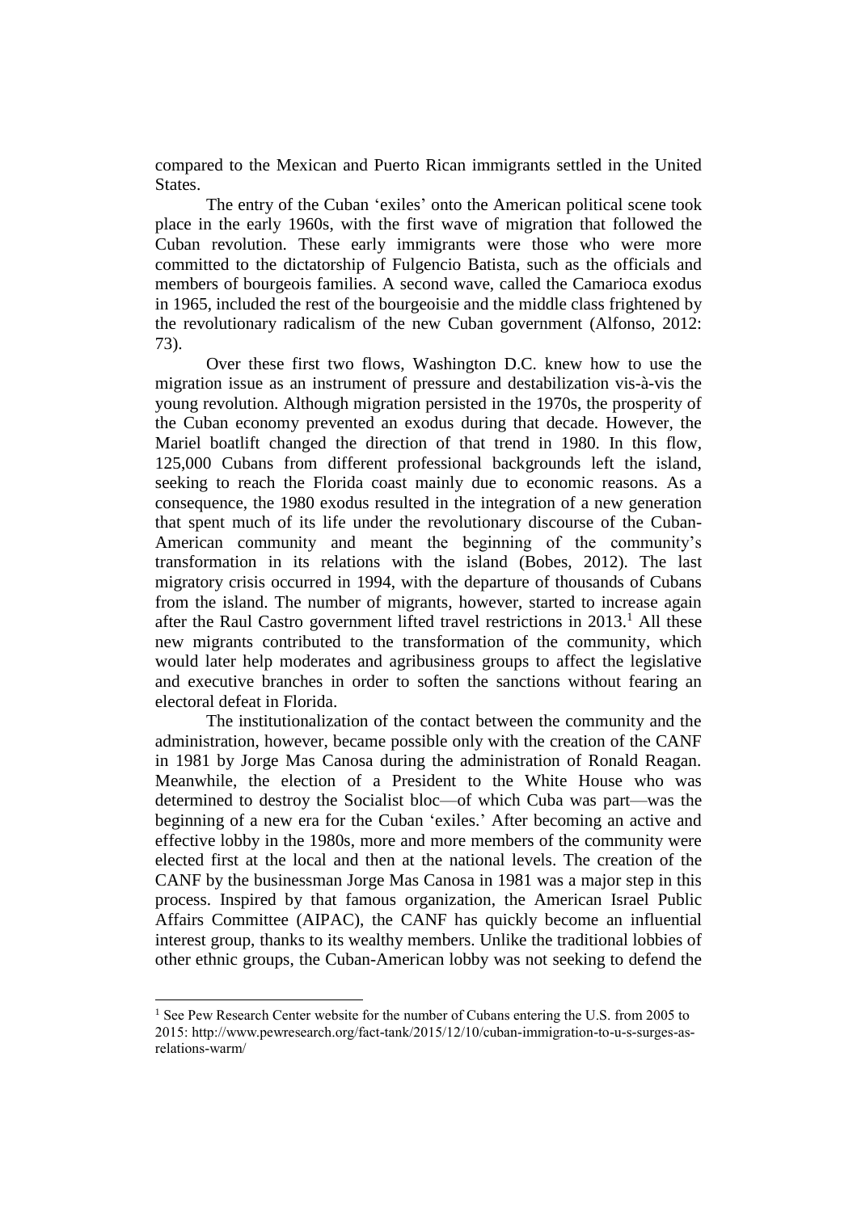compared to the Mexican and Puerto Rican immigrants settled in the United States.

The entry of the Cuban 'exiles' onto the American political scene took place in the early 1960s, with the first wave of migration that followed the Cuban revolution. These early immigrants were those who were more committed to the dictatorship of Fulgencio Batista, such as the officials and members of bourgeois families. A second wave, called the Camarioca exodus in 1965, included the rest of the bourgeoisie and the middle class frightened by the revolutionary radicalism of the new Cuban government (Alfonso, 2012: 73).

Over these first two flows, Washington D.C. knew how to use the migration issue as an instrument of pressure and destabilization vis-à-vis the young revolution. Although migration persisted in the 1970s, the prosperity of the Cuban economy prevented an exodus during that decade. However, the Mariel boatlift changed the direction of that trend in 1980. In this flow, 125,000 Cubans from different professional backgrounds left the island, seeking to reach the Florida coast mainly due to economic reasons. As a consequence, the 1980 exodus resulted in the integration of a new generation that spent much of its life under the revolutionary discourse of the Cuban-American community and meant the beginning of the community's transformation in its relations with the island (Bobes, 2012). The last migratory crisis occurred in 1994, with the departure of thousands of Cubans from the island. The number of migrants, however, started to increase again after the Raul Castro government lifted travel restrictions in 2013.[1] All these new migrants contributed to the transformation of the community, which would later help moderates and agribusiness groups to affect the legislative and executive branches in order to soften the sanctions without fearing an electoral defeat in Florida.

The institutionalization of the contact between the community and the administration, however, became possible only with the creation of the CANF in 1981 by Jorge Mas Canosa during the administration of Ronald Reagan. Meanwhile, the election of a President to the White House who was determined to destroy the Socialist bloc—of which Cuba was part—was the beginning of a new era for the Cuban 'exiles.' After becoming an active and effective lobby in the 1980s, more and more members of the community were elected first at the local and then at the national levels. The creation of the CANF by the businessman Jorge Mas Canosa in 1981 was a major step in this process. Inspired by that famous organization, the American Israel Public Affairs Committee (AIPAC), the CANF has quickly become an influential interest group, thanks to its wealthy members. Unlike the traditional lobbies of other ethnic groups, the Cuban-American lobby was not seeking to defend the

---

[1] See Pew Research Center website for the number of Cubans entering the U.S. from 2005 to 2015: http://www.pewresearch.org/fact-tank/2015/12/10/cuban-immigration-to-u-s-surges-as-relations-warm/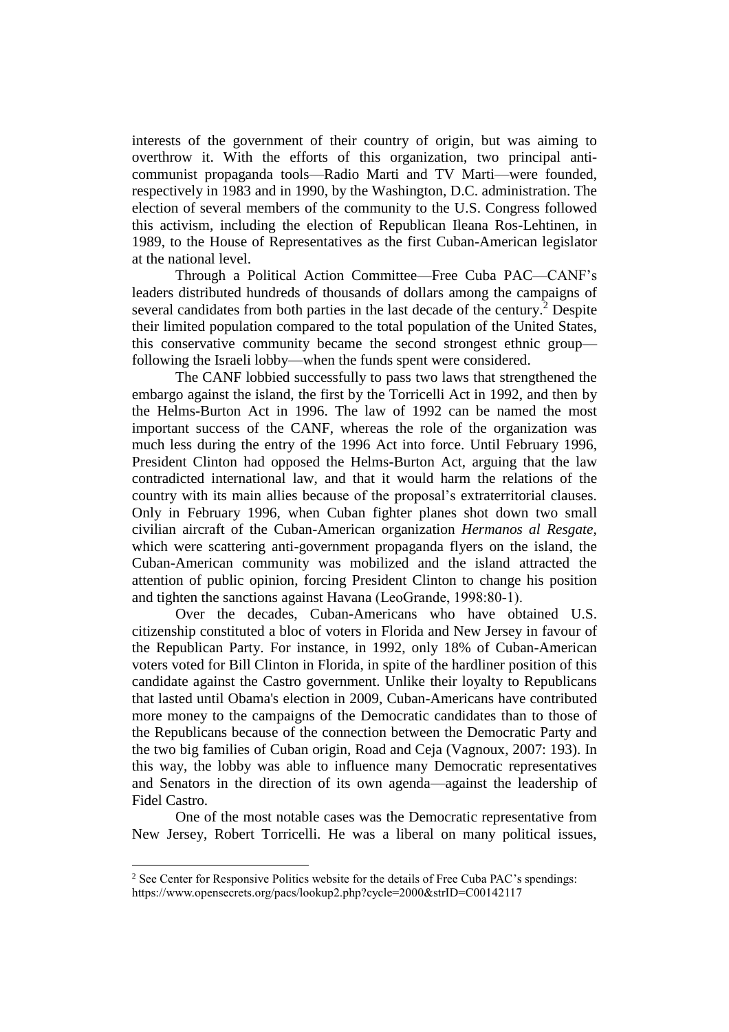interests of the government of their country of origin, but was aiming to overthrow it. With the efforts of this organization, two principal anti-communist propaganda tools—Radio Marti and TV Marti—were founded, respectively in 1983 and in 1990, by the Washington, D.C. administration. The election of several members of the community to the U.S. Congress followed this activism, including the election of Republican Ileana Ros-Lehtinen, in 1989, to the House of Representatives as the first Cuban-American legislator at the national level.

Through a Political Action Committee—Free Cuba PAC—CANF's leaders distributed hundreds of thousands of dollars among the campaigns of several candidates from both parties in the last decade of the century.[2] Despite their limited population compared to the total population of the United States, this conservative community became the second strongest ethnic group—following the Israeli lobby—when the funds spent were considered.

The CANF lobbied successfully to pass two laws that strengthened the embargo against the island, the first by the Torricelli Act in 1992, and then by the Helms-Burton Act in 1996. The law of 1992 can be named the most important success of the CANF, whereas the role of the organization was much less during the entry of the 1996 Act into force. Until February 1996, President Clinton had opposed the Helms-Burton Act, arguing that the law contradicted international law, and that it would harm the relations of the country with its main allies because of the proposal's extraterritorial clauses. Only in February 1996, when Cuban fighter planes shot down two small civilian aircraft of the Cuban-American organization *Hermanos al Resgate*, which were scattering anti-government propaganda flyers on the island, the Cuban-American community was mobilized and the island attracted the attention of public opinion, forcing President Clinton to change his position and tighten the sanctions against Havana (LeoGrande, 1998:80-1).

Over the decades, Cuban-Americans who have obtained U.S. citizenship constituted a bloc of voters in Florida and New Jersey in favour of the Republican Party. For instance, in 1992, only 18% of Cuban-American voters voted for Bill Clinton in Florida, in spite of the hardliner position of this candidate against the Castro government. Unlike their loyalty to Republicans that lasted until Obama's election in 2009, Cuban-Americans have contributed more money to the campaigns of the Democratic candidates than to those of the Republicans because of the connection between the Democratic Party and the two big families of Cuban origin, Road and Ceja (Vagnoux, 2007: 193). In this way, the lobby was able to influence many Democratic representatives and Senators in the direction of its own agenda—against the leadership of Fidel Castro.

One of the most notable cases was the Democratic representative from New Jersey, Robert Torricelli. He was a liberal on many political issues,

---

[2] See Center for Responsive Politics website for the details of Free Cuba PAC's spendings: https://www.opensecrets.org/pacs/lookup2.php?cycle=2000&strID=C00142117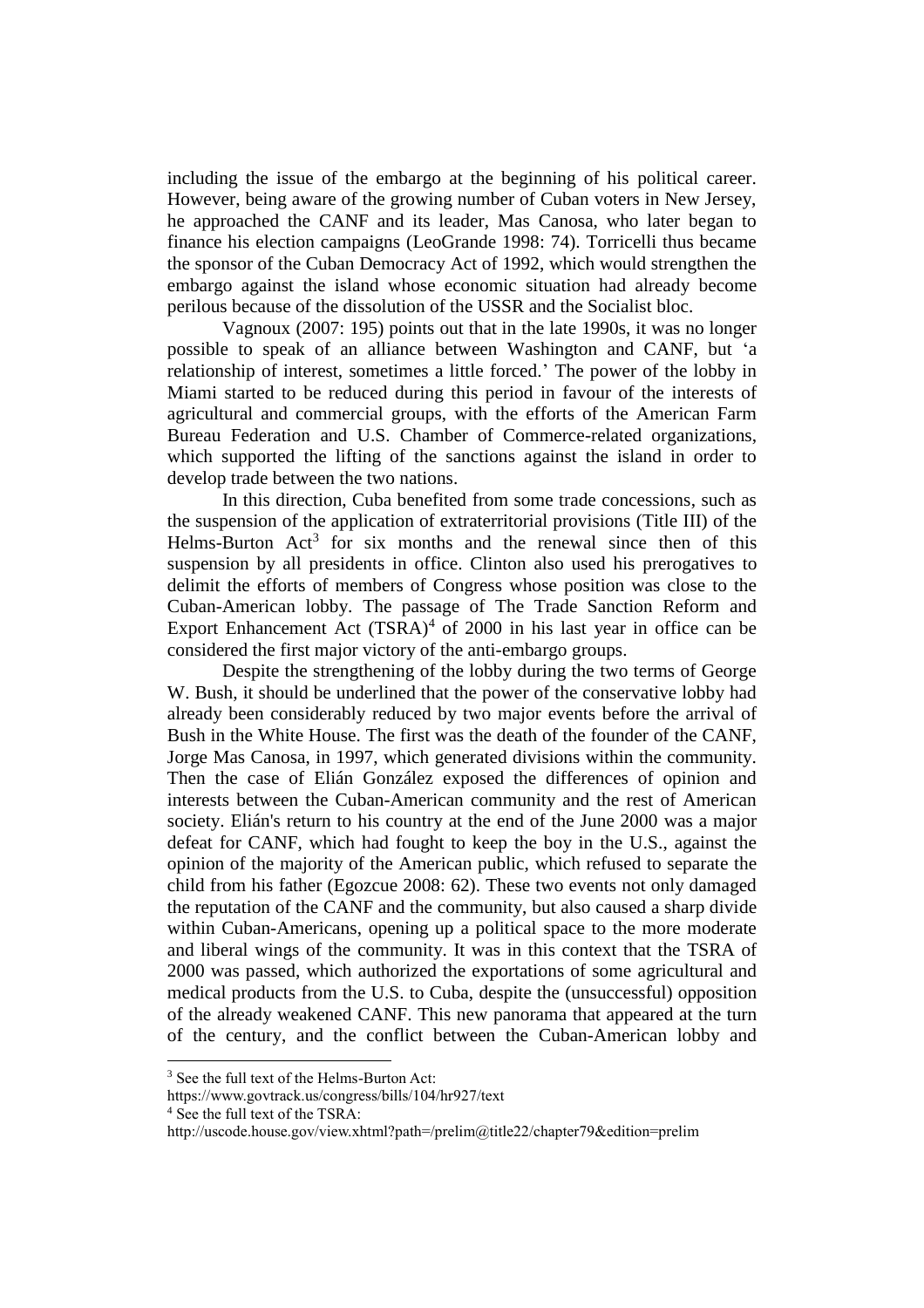including the issue of the embargo at the beginning of his political career. However, being aware of the growing number of Cuban voters in New Jersey, he approached the CANF and its leader, Mas Canosa, who later began to finance his election campaigns (LeoGrande 1998: 74). Torricelli thus became the sponsor of the Cuban Democracy Act of 1992, which would strengthen the embargo against the island whose economic situation had already become perilous because of the dissolution of the USSR and the Socialist bloc.

Vagnoux (2007: 195) points out that in the late 1990s, it was no longer possible to speak of an alliance between Washington and CANF, but 'a relationship of interest, sometimes a little forced.' The power of the lobby in Miami started to be reduced during this period in favour of the interests of agricultural and commercial groups, with the efforts of the American Farm Bureau Federation and U.S. Chamber of Commerce-related organizations, which supported the lifting of the sanctions against the island in order to develop trade between the two nations.

In this direction, Cuba benefited from some trade concessions, such as the suspension of the application of extraterritorial provisions (Title III) of the Helms-Burton Act[3] for six months and the renewal since then of this suspension by all presidents in office. Clinton also used his prerogatives to delimit the efforts of members of Congress whose position was close to the Cuban-American lobby. The passage of The Trade Sanction Reform and Export Enhancement Act (TSRA)[4] of 2000 in his last year in office can be considered the first major victory of the anti-embargo groups.

Despite the strengthening of the lobby during the two terms of George W. Bush, it should be underlined that the power of the conservative lobby had already been considerably reduced by two major events before the arrival of Bush in the White House. The first was the death of the founder of the CANF, Jorge Mas Canosa, in 1997, which generated divisions within the community. Then the case of Elián González exposed the differences of opinion and interests between the Cuban-American community and the rest of American society. Elián's return to his country at the end of the June 2000 was a major defeat for CANF, which had fought to keep the boy in the U.S., against the opinion of the majority of the American public, which refused to separate the child from his father (Egozcue 2008: 62). These two events not only damaged the reputation of the CANF and the community, but also caused a sharp divide within Cuban-Americans, opening up a political space to the more moderate and liberal wings of the community. It was in this context that the TSRA of 2000 was passed, which authorized the exportations of some agricultural and medical products from the U.S. to Cuba, despite the (unsuccessful) opposition of the already weakened CANF. This new panorama that appeared at the turn of the century, and the conflict between the Cuban-American lobby and

---

[3] See the full text of the Helms-Burton Act: https://www.govtrack.us/congress/bills/104/hr927/text

[4] See the full text of the TSRA: http://uscode.house.gov/view.xhtml?path=/prelim@title22/chapter79&edition=prelim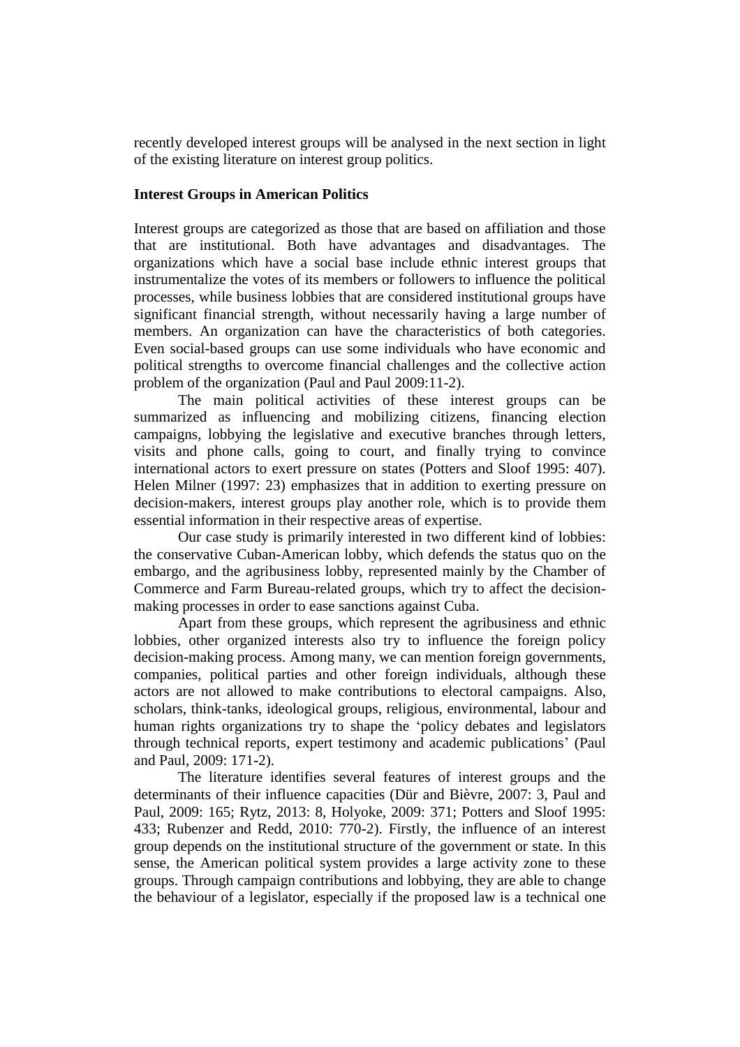recently developed interest groups will be analysed in the next section in light of the existing literature on interest group politics.

## Interest Groups in American Politics

Interest groups are categorized as those that are based on affiliation and those that are institutional. Both have advantages and disadvantages. The organizations which have a social base include ethnic interest groups that instrumentalize the votes of its members or followers to influence the political processes, while business lobbies that are considered institutional groups have significant financial strength, without necessarily having a large number of members. An organization can have the characteristics of both categories. Even social-based groups can use some individuals who have economic and political strengths to overcome financial challenges and the collective action problem of the organization (Paul and Paul 2009:11-2).

The main political activities of these interest groups can be summarized as influencing and mobilizing citizens, financing election campaigns, lobbying the legislative and executive branches through letters, visits and phone calls, going to court, and finally trying to convince international actors to exert pressure on states (Potters and Sloof 1995: 407). Helen Milner (1997: 23) emphasizes that in addition to exerting pressure on decision-makers, interest groups play another role, which is to provide them essential information in their respective areas of expertise.

Our case study is primarily interested in two different kind of lobbies: the conservative Cuban-American lobby, which defends the status quo on the embargo, and the agribusiness lobby, represented mainly by the Chamber of Commerce and Farm Bureau-related groups, which try to affect the decision-making processes in order to ease sanctions against Cuba.

Apart from these groups, which represent the agribusiness and ethnic lobbies, other organized interests also try to influence the foreign policy decision-making process. Among many, we can mention foreign governments, companies, political parties and other foreign individuals, although these actors are not allowed to make contributions to electoral campaigns. Also, scholars, think-tanks, ideological groups, religious, environmental, labour and human rights organizations try to shape the 'policy debates and legislators through technical reports, expert testimony and academic publications' (Paul and Paul, 2009: 171-2).

The literature identifies several features of interest groups and the determinants of their influence capacities (Dür and Bièvre, 2007: 3, Paul and Paul, 2009: 165; Rytz, 2013: 8, Holyoke, 2009: 371; Potters and Sloof 1995: 433; Rubenzer and Redd, 2010: 770-2). Firstly, the influence of an interest group depends on the institutional structure of the government or state. In this sense, the American political system provides a large activity zone to these groups. Through campaign contributions and lobbying, they are able to change the behaviour of a legislator, especially if the proposed law is a technical one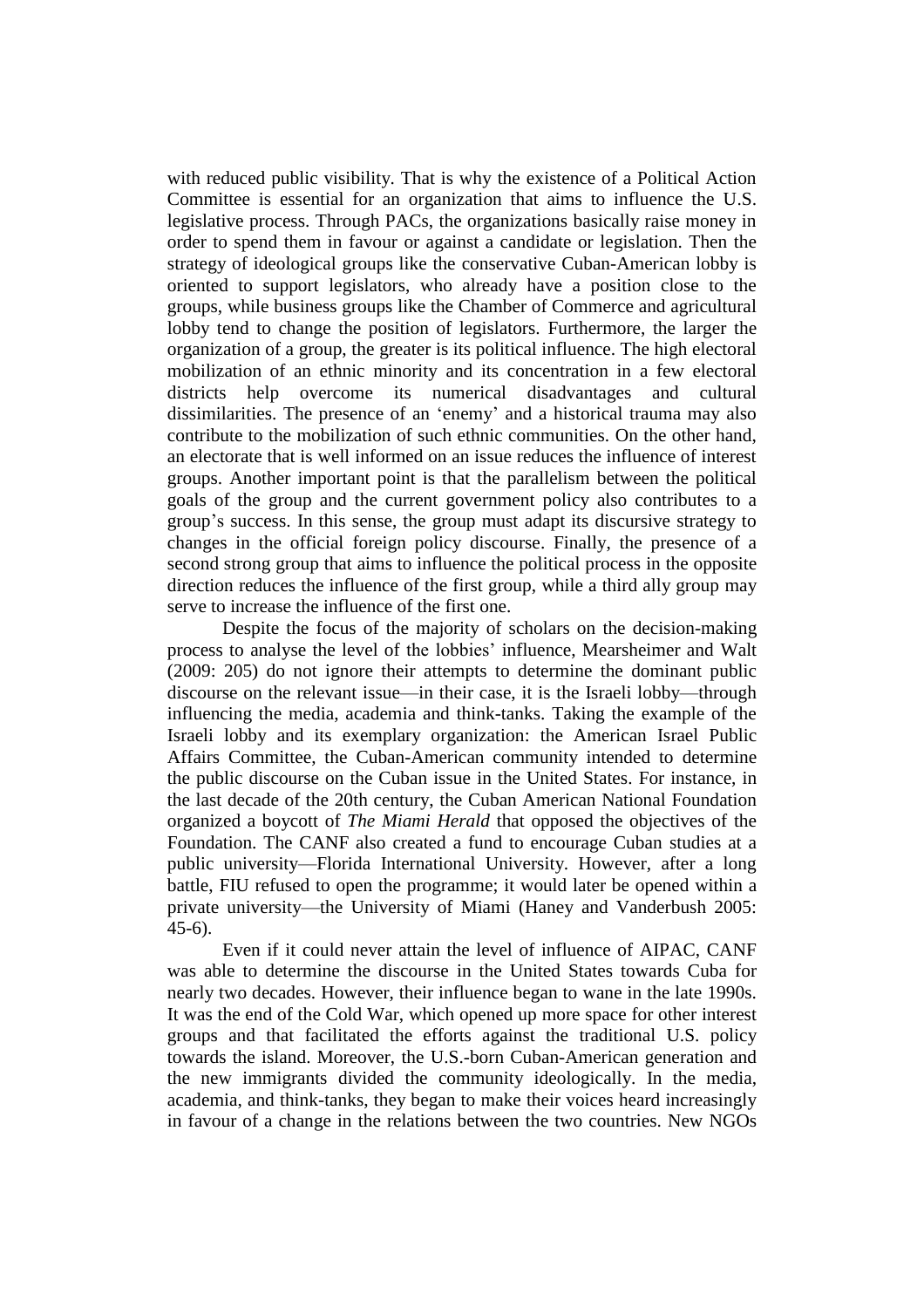with reduced public visibility. That is why the existence of a Political Action Committee is essential for an organization that aims to influence the U.S. legislative process. Through PACs, the organizations basically raise money in order to spend them in favour or against a candidate or legislation. Then the strategy of ideological groups like the conservative Cuban-American lobby is oriented to support legislators, who already have a position close to the groups, while business groups like the Chamber of Commerce and agricultural lobby tend to change the position of legislators. Furthermore, the larger the organization of a group, the greater is its political influence. The high electoral mobilization of an ethnic minority and its concentration in a few electoral districts help overcome its numerical disadvantages and cultural dissimilarities. The presence of an 'enemy' and a historical trauma may also contribute to the mobilization of such ethnic communities. On the other hand, an electorate that is well informed on an issue reduces the influence of interest groups. Another important point is that the parallelism between the political goals of the group and the current government policy also contributes to a group's success. In this sense, the group must adapt its discursive strategy to changes in the official foreign policy discourse. Finally, the presence of a second strong group that aims to influence the political process in the opposite direction reduces the influence of the first group, while a third ally group may serve to increase the influence of the first one.

Despite the focus of the majority of scholars on the decision-making process to analyse the level of the lobbies' influence, Mearsheimer and Walt (2009: 205) do not ignore their attempts to determine the dominant public discourse on the relevant issue—in their case, it is the Israeli lobby—through influencing the media, academia and think-tanks. Taking the example of the Israeli lobby and its exemplary organization: the American Israel Public Affairs Committee, the Cuban-American community intended to determine the public discourse on the Cuban issue in the United States. For instance, in the last decade of the 20th century, the Cuban American National Foundation organized a boycott of *The Miami Herald* that opposed the objectives of the Foundation. The CANF also created a fund to encourage Cuban studies at a public university—Florida International University. However, after a long battle, FIU refused to open the programme; it would later be opened within a private university—the University of Miami (Haney and Vanderbush 2005: 45-6).

Even if it could never attain the level of influence of AIPAC, CANF was able to determine the discourse in the United States towards Cuba for nearly two decades. However, their influence began to wane in the late 1990s. It was the end of the Cold War, which opened up more space for other interest groups and that facilitated the efforts against the traditional U.S. policy towards the island. Moreover, the U.S.-born Cuban-American generation and the new immigrants divided the community ideologically. In the media, academia, and think-tanks, they began to make their voices heard increasingly in favour of a change in the relations between the two countries. New NGOs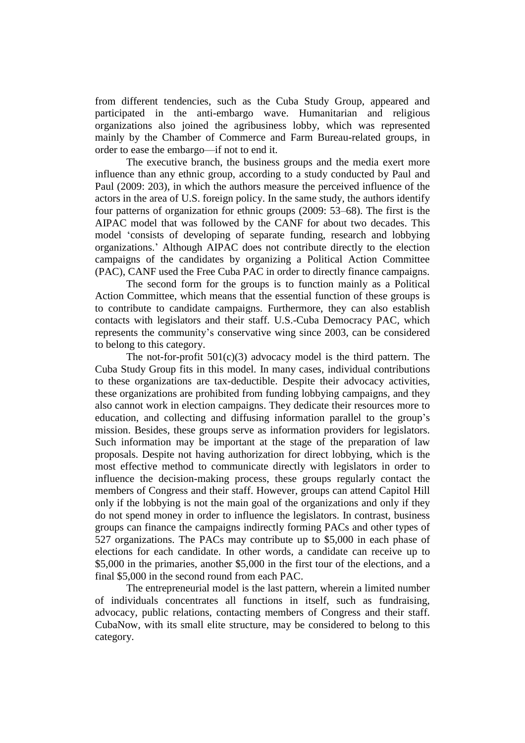from different tendencies, such as the Cuba Study Group, appeared and participated in the anti-embargo wave. Humanitarian and religious organizations also joined the agribusiness lobby, which was represented mainly by the Chamber of Commerce and Farm Bureau-related groups, in order to ease the embargo—if not to end it.

The executive branch, the business groups and the media exert more influence than any ethnic group, according to a study conducted by Paul and Paul (2009: 203), in which the authors measure the perceived influence of the actors in the area of U.S. foreign policy. In the same study, the authors identify four patterns of organization for ethnic groups (2009: 53–68). The first is the AIPAC model that was followed by the CANF for about two decades. This model 'consists of developing of separate funding, research and lobbying organizations.' Although AIPAC does not contribute directly to the election campaigns of the candidates by organizing a Political Action Committee (PAC), CANF used the Free Cuba PAC in order to directly finance campaigns.

The second form for the groups is to function mainly as a Political Action Committee, which means that the essential function of these groups is to contribute to candidate campaigns. Furthermore, they can also establish contacts with legislators and their staff. U.S.-Cuba Democracy PAC, which represents the community's conservative wing since 2003, can be considered to belong to this category.

The not-for-profit 501(c)(3) advocacy model is the third pattern. The Cuba Study Group fits in this model. In many cases, individual contributions to these organizations are tax-deductible. Despite their advocacy activities, these organizations are prohibited from funding lobbying campaigns, and they also cannot work in election campaigns. They dedicate their resources more to education, and collecting and diffusing information parallel to the group's mission. Besides, these groups serve as information providers for legislators. Such information may be important at the stage of the preparation of law proposals. Despite not having authorization for direct lobbying, which is the most effective method to communicate directly with legislators in order to influence the decision-making process, these groups regularly contact the members of Congress and their staff. However, groups can attend Capitol Hill only if the lobbying is not the main goal of the organizations and only if they do not spend money in order to influence the legislators. In contrast, business groups can finance the campaigns indirectly forming PACs and other types of 527 organizations. The PACs may contribute up to $5,000 in each phase of elections for each candidate. In other words, a candidate can receive up to $5,000 in the primaries, another $5,000 in the first tour of the elections, and a final $5,000 in the second round from each PAC.

The entrepreneurial model is the last pattern, wherein a limited number of individuals concentrates all functions in itself, such as fundraising, advocacy, public relations, contacting members of Congress and their staff. CubaNow, with its small elite structure, may be considered to belong to this category.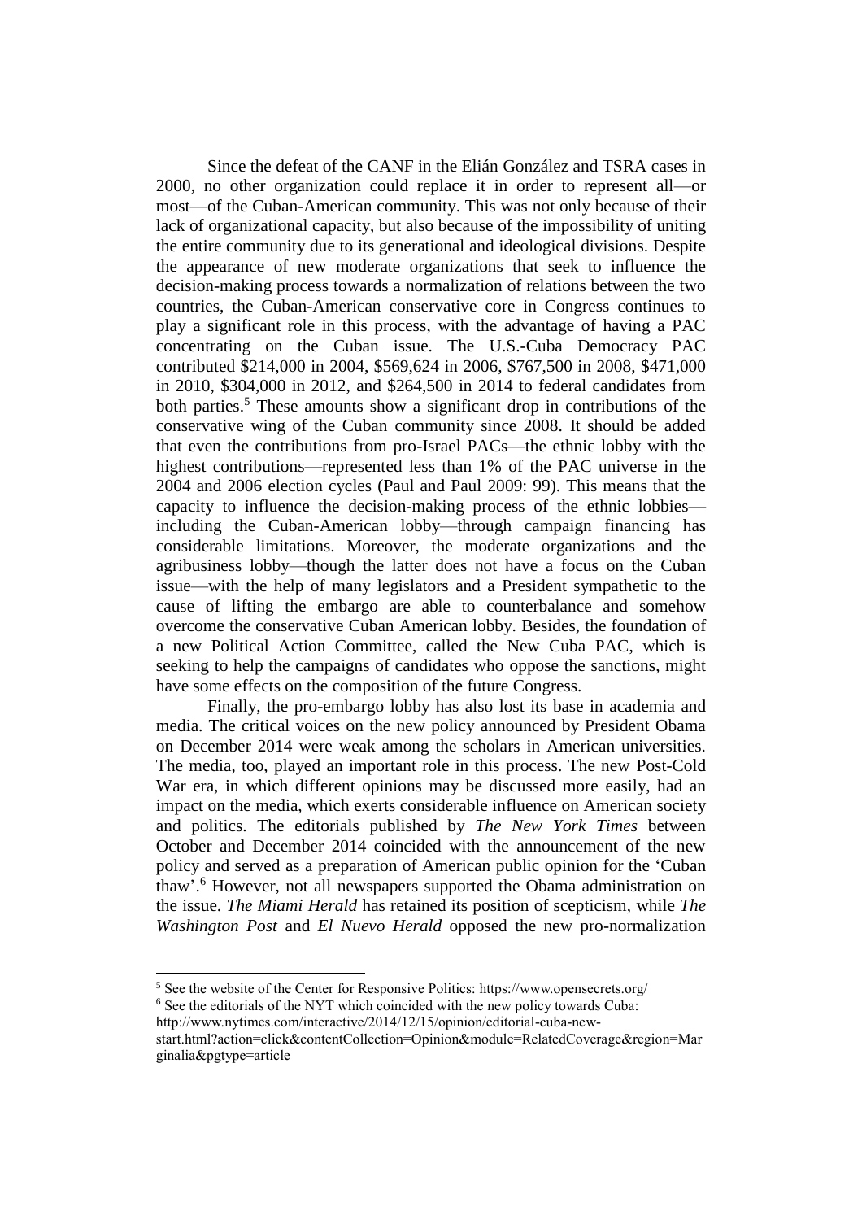Since the defeat of the CANF in the Elián González and TSRA cases in 2000, no other organization could replace it in order to represent all—or most—of the Cuban-American community. This was not only because of their lack of organizational capacity, but also because of the impossibility of uniting the entire community due to its generational and ideological divisions. Despite the appearance of new moderate organizations that seek to influence the decision-making process towards a normalization of relations between the two countries, the Cuban-American conservative core in Congress continues to play a significant role in this process, with the advantage of having a PAC concentrating on the Cuban issue. The U.S.-Cuba Democracy PAC contributed $214,000 in 2004, $569,624 in 2006, $767,500 in 2008, $471,000 in 2010, $304,000 in 2012, and $264,500 in 2014 to federal candidates from both parties.[5] These amounts show a significant drop in contributions of the conservative wing of the Cuban community since 2008. It should be added that even the contributions from pro-Israel PACs—the ethnic lobby with the highest contributions—represented less than 1% of the PAC universe in the 2004 and 2006 election cycles (Paul and Paul 2009: 99). This means that the capacity to influence the decision-making process of the ethnic lobbies—including the Cuban-American lobby—through campaign financing has considerable limitations. Moreover, the moderate organizations and the agribusiness lobby—though the latter does not have a focus on the Cuban issue—with the help of many legislators and a President sympathetic to the cause of lifting the embargo are able to counterbalance and somehow overcome the conservative Cuban American lobby. Besides, the foundation of a new Political Action Committee, called the New Cuba PAC, which is seeking to help the campaigns of candidates who oppose the sanctions, might have some effects on the composition of the future Congress.

Finally, the pro-embargo lobby has also lost its base in academia and media. The critical voices on the new policy announced by President Obama on December 2014 were weak among the scholars in American universities. The media, too, played an important role in this process. The new Post-Cold War era, in which different opinions may be discussed more easily, had an impact on the media, which exerts considerable influence on American society and politics. The editorials published by *The New York Times* between October and December 2014 coincided with the announcement of the new policy and served as a preparation of American public opinion for the 'Cuban thaw'.[6] However, not all newspapers supported the Obama administration on the issue. *The Miami Herald* has retained its position of scepticism, while *The Washington Post* and *El Nuevo Herald* opposed the new pro-normalization

---

[5] See the website of the Center for Responsive Politics: https://www.opensecrets.org/

[6] See the editorials of the NYT which coincided with the new policy towards Cuba: http://www.nytimes.com/interactive/2014/12/15/opinion/editorial-cuba-new-start.html?action=click&contentCollection=Opinion&module=RelatedCoverage&region=Marginalia&pgtype=article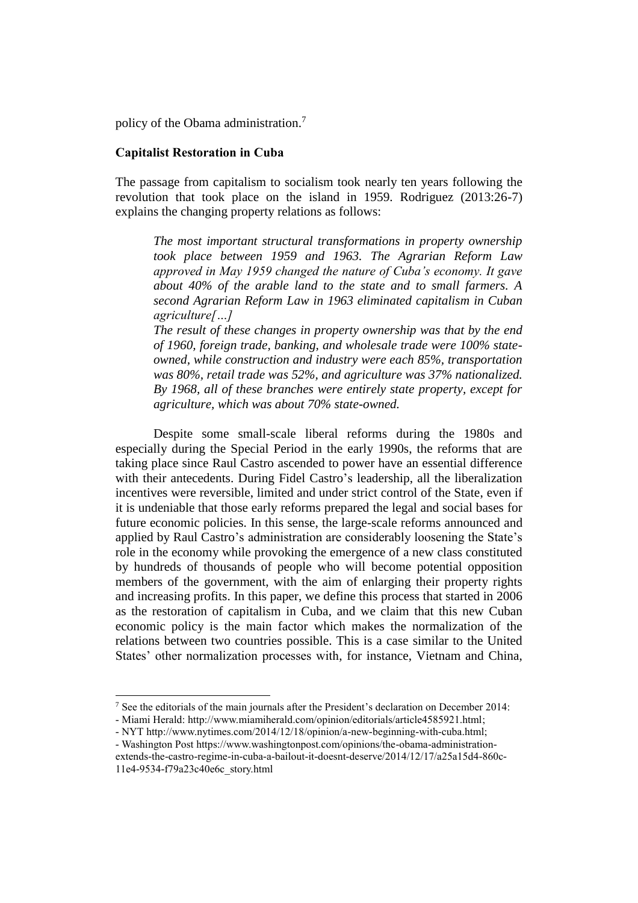policy of the Obama administration.[7]

**Capitalist Restoration in Cuba**

The passage from capitalism to socialism took nearly ten years following the revolution that took place on the island in 1959. Rodriguez (2013:26-7) explains the changing property relations as follows:

> *The most important structural transformations in property ownership took place between 1959 and 1963. The Agrarian Reform Law approved in May 1959 changed the nature of Cuba's economy. It gave about 40% of the arable land to the state and to small farmers. A second Agrarian Reform Law in 1963 eliminated capitalism in Cuban agriculture[…]*
>
> *The result of these changes in property ownership was that by the end of 1960, foreign trade, banking, and wholesale trade were 100% state-owned, while construction and industry were each 85%, transportation was 80%, retail trade was 52%, and agriculture was 37% nationalized. By 1968, all of these branches were entirely state property, except for agriculture, which was about 70% state-owned.*

Despite some small-scale liberal reforms during the 1980s and especially during the Special Period in the early 1990s, the reforms that are taking place since Raul Castro ascended to power have an essential difference with their antecedents. During Fidel Castro's leadership, all the liberalization incentives were reversible, limited and under strict control of the State, even if it is undeniable that those early reforms prepared the legal and social bases for future economic policies. In this sense, the large-scale reforms announced and applied by Raul Castro's administration are considerably loosening the State's role in the economy while provoking the emergence of a new class constituted by hundreds of thousands of people who will become potential opposition members of the government, with the aim of enlarging their property rights and increasing profits. In this paper, we define this process that started in 2006 as the restoration of capitalism in Cuba, and we claim that this new Cuban economic policy is the main factor which makes the normalization of the relations between two countries possible. This is a case similar to the United States' other normalization processes with, for instance, Vietnam and China,

[7] See the editorials of the main journals after the President's declaration on December 2014:
- Miami Herald: http://www.miamiherald.com/opinion/editorials/article4585921.html;
- NYT http://www.nytimes.com/2014/12/18/opinion/a-new-beginning-with-cuba.html;
- Washington Post https://www.washingtonpost.com/opinions/the-obama-administration-extends-the-castro-regime-in-cuba-a-bailout-it-doesnt-deserve/2014/12/17/a25a15d4-860c-11e4-9534-f79a23c40e6c_story.html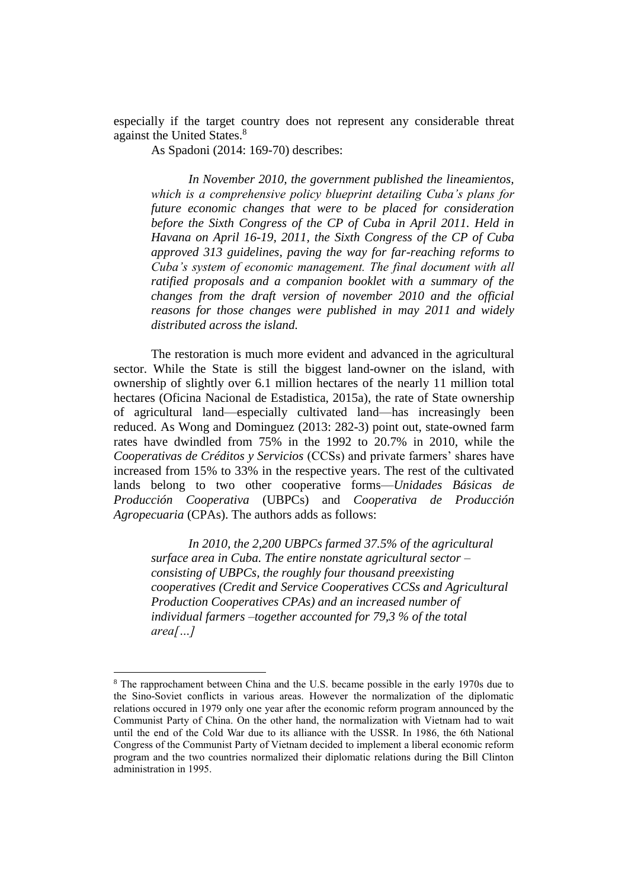especially if the target country does not represent any considerable threat against the United States.[8]

As Spadoni (2014: 169-70) describes:

> *In November 2010, the government published the lineamientos, which is a comprehensive policy blueprint detailing Cuba's plans for future economic changes that were to be placed for consideration before the Sixth Congress of the CP of Cuba in April 2011. Held in Havana on April 16-19, 2011, the Sixth Congress of the CP of Cuba approved 313 guidelines, paving the way for far-reaching reforms to Cuba's system of economic management. The final document with all ratified proposals and a companion booklet with a summary of the changes from the draft version of november 2010 and the official reasons for those changes were published in may 2011 and widely distributed across the island.*

The restoration is much more evident and advanced in the agricultural sector. While the State is still the biggest land-owner on the island, with ownership of slightly over 6.1 million hectares of the nearly 11 million total hectares (Oficina Nacional de Estadistica, 2015a), the rate of State ownership of agricultural land—especially cultivated land—has increasingly been reduced. As Wong and Dominguez (2013: 282-3) point out, state-owned farm rates have dwindled from 75% in the 1992 to 20.7% in 2010, while the *Cooperativas de Créditos y Servicios* (CCSs) and private farmers' shares have increased from 15% to 33% in the respective years. The rest of the cultivated lands belong to two other cooperative forms—*Unidades Básicas de Producción Cooperativa* (UBPCs) and *Cooperativa de Producción Agropecuaria* (CPAs). The authors adds as follows:

> *In 2010, the 2,200 UBPCs farmed 37.5% of the agricultural surface area in Cuba. The entire nonstate agricultural sector – consisting of UBPCs, the roughly four thousand preexisting cooperatives (Credit and Service Cooperatives CCSs and Agricultural Production Cooperatives CPAs) and an increased number of individual farmers –together accounted for 79,3 % of the total area[…]*

---

[8] The rapprochament between China and the U.S. became possible in the early 1970s due to the Sino-Soviet conflicts in various areas. However the normalization of the diplomatic relations occured in 1979 only one year after the economic reform program announced by the Communist Party of China. On the other hand, the normalization with Vietnam had to wait until the end of the Cold War due to its alliance with the USSR. In 1986, the 6th National Congress of the Communist Party of Vietnam decided to implement a liberal economic reform program and the two countries normalized their diplomatic relations during the Bill Clinton administration in 1995.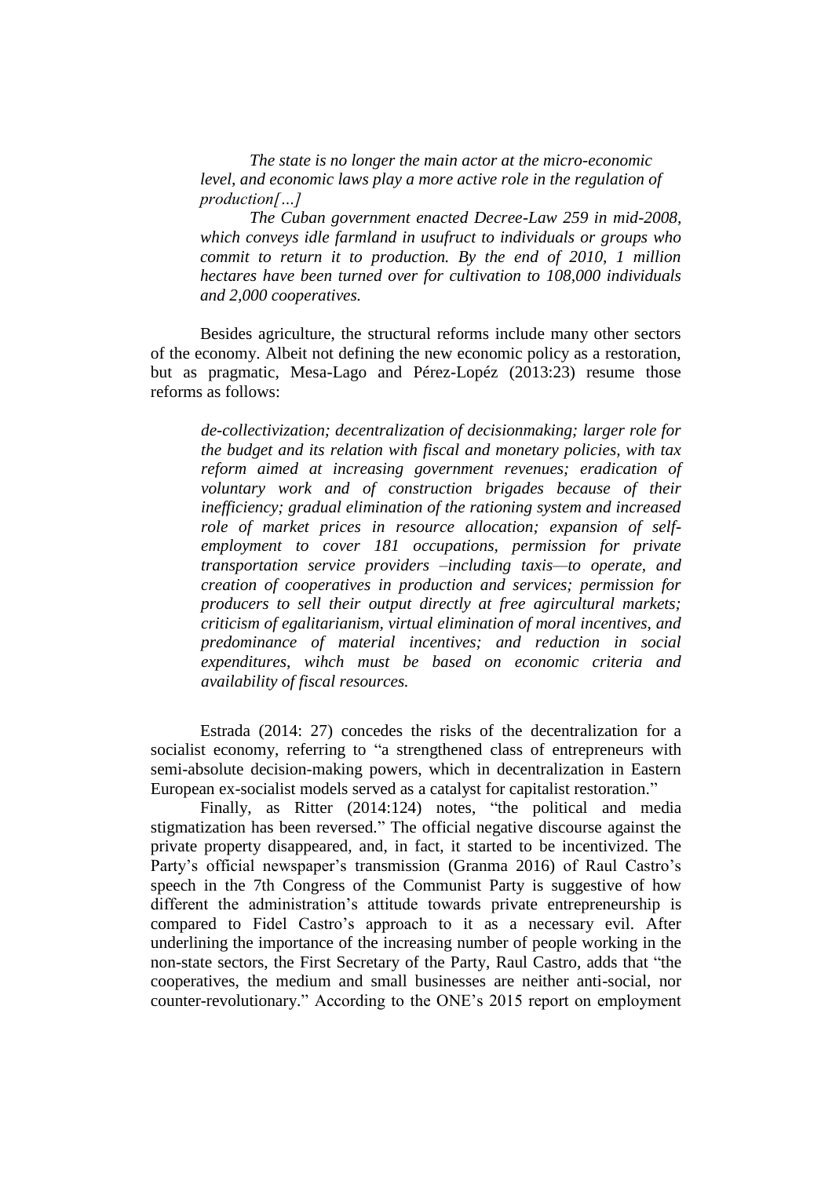> *The state is no longer the main actor at the micro-economic level, and economic laws play a more active role in the regulation of production[…]*
>
> *The Cuban government enacted Decree-Law 259 in mid-2008, which conveys idle farmland in usufruct to individuals or groups who commit to return it to production. By the end of 2010, 1 million hectares have been turned over for cultivation to 108,000 individuals and 2,000 cooperatives.*

Besides agriculture, the structural reforms include many other sectors of the economy. Albeit not defining the new economic policy as a restoration, but as pragmatic, Mesa-Lago and Pérez-Lopéz (2013:23) resume those reforms as follows:

> *de-collectivization; decentralization of decisionmaking; larger role for the budget and its relation with fiscal and monetary policies, with tax reform aimed at increasing government revenues; eradication of voluntary work and of construction brigades because of their inefficiency; gradual elimination of the rationing system and increased role of market prices in resource allocation; expansion of self-employment to cover 181 occupations, permission for private transportation service providers –including taxis—to operate, and creation of cooperatives in production and services; permission for producers to sell their output directly at free agircultural markets; criticism of egalitarianism, virtual elimination of moral incentives, and predominance of material incentives; and reduction in social expenditures, wihch must be based on economic criteria and availability of fiscal resources.*

Estrada (2014: 27) concedes the risks of the decentralization for a socialist economy, referring to "a strengthened class of entrepreneurs with semi-absolute decision-making powers, which in decentralization in Eastern European ex-socialist models served as a catalyst for capitalist restoration."

Finally, as Ritter (2014:124) notes, "the political and media stigmatization has been reversed." The official negative discourse against the private property disappeared, and, in fact, it started to be incentivized. The Party's official newspaper's transmission (Granma 2016) of Raul Castro's speech in the 7th Congress of the Communist Party is suggestive of how different the administration's attitude towards private entrepreneurship is compared to Fidel Castro's approach to it as a necessary evil. After underlining the importance of the increasing number of people working in the non-state sectors, the First Secretary of the Party, Raul Castro, adds that "the cooperatives, the medium and small businesses are neither anti-social, nor counter-revolutionary." According to the ONE's 2015 report on employment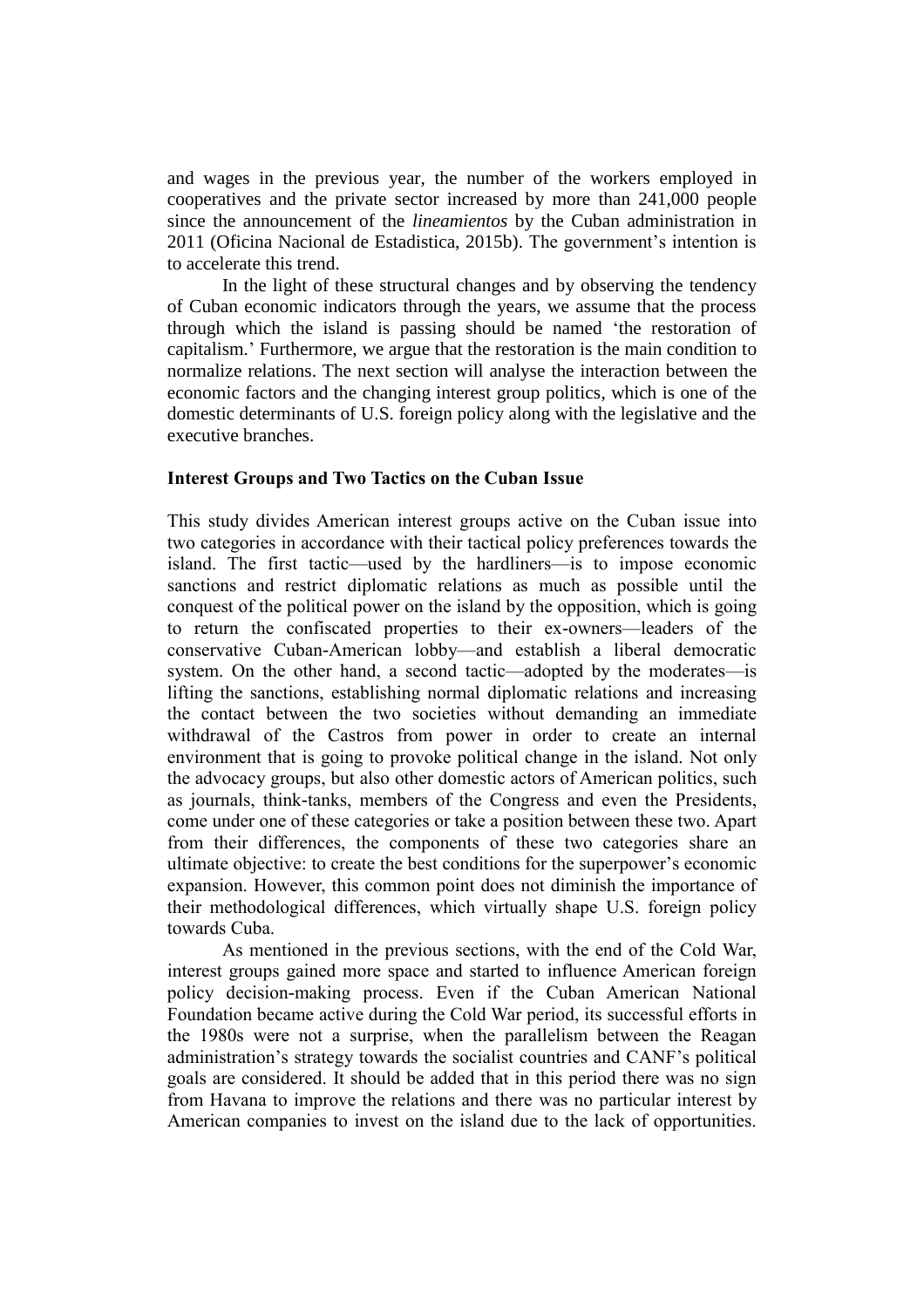and wages in the previous year, the number of the workers employed in cooperatives and the private sector increased by more than 241,000 people since the announcement of the *lineamientos* by the Cuban administration in 2011 (Oficina Nacional de Estadistica, 2015b). The government's intention is to accelerate this trend.

In the light of these structural changes and by observing the tendency of Cuban economic indicators through the years, we assume that the process through which the island is passing should be named 'the restoration of capitalism.' Furthermore, we argue that the restoration is the main condition to normalize relations. The next section will analyse the interaction between the economic factors and the changing interest group politics, which is one of the domestic determinants of U.S. foreign policy along with the legislative and the executive branches.

## Interest Groups and Two Tactics on the Cuban Issue

This study divides American interest groups active on the Cuban issue into two categories in accordance with their tactical policy preferences towards the island. The first tactic—used by the hardliners—is to impose economic sanctions and restrict diplomatic relations as much as possible until the conquest of the political power on the island by the opposition, which is going to return the confiscated properties to their ex-owners—leaders of the conservative Cuban-American lobby—and establish a liberal democratic system. On the other hand, a second tactic—adopted by the moderates—is lifting the sanctions, establishing normal diplomatic relations and increasing the contact between the two societies without demanding an immediate withdrawal of the Castros from power in order to create an internal environment that is going to provoke political change in the island. Not only the advocacy groups, but also other domestic actors of American politics, such as journals, think-tanks, members of the Congress and even the Presidents, come under one of these categories or take a position between these two. Apart from their differences, the components of these two categories share an ultimate objective: to create the best conditions for the superpower's economic expansion. However, this common point does not diminish the importance of their methodological differences, which virtually shape U.S. foreign policy towards Cuba.

As mentioned in the previous sections, with the end of the Cold War, interest groups gained more space and started to influence American foreign policy decision-making process. Even if the Cuban American National Foundation became active during the Cold War period, its successful efforts in the 1980s were not a surprise, when the parallelism between the Reagan administration's strategy towards the socialist countries and CANF's political goals are considered. It should be added that in this period there was no sign from Havana to improve the relations and there was no particular interest by American companies to invest on the island due to the lack of opportunities.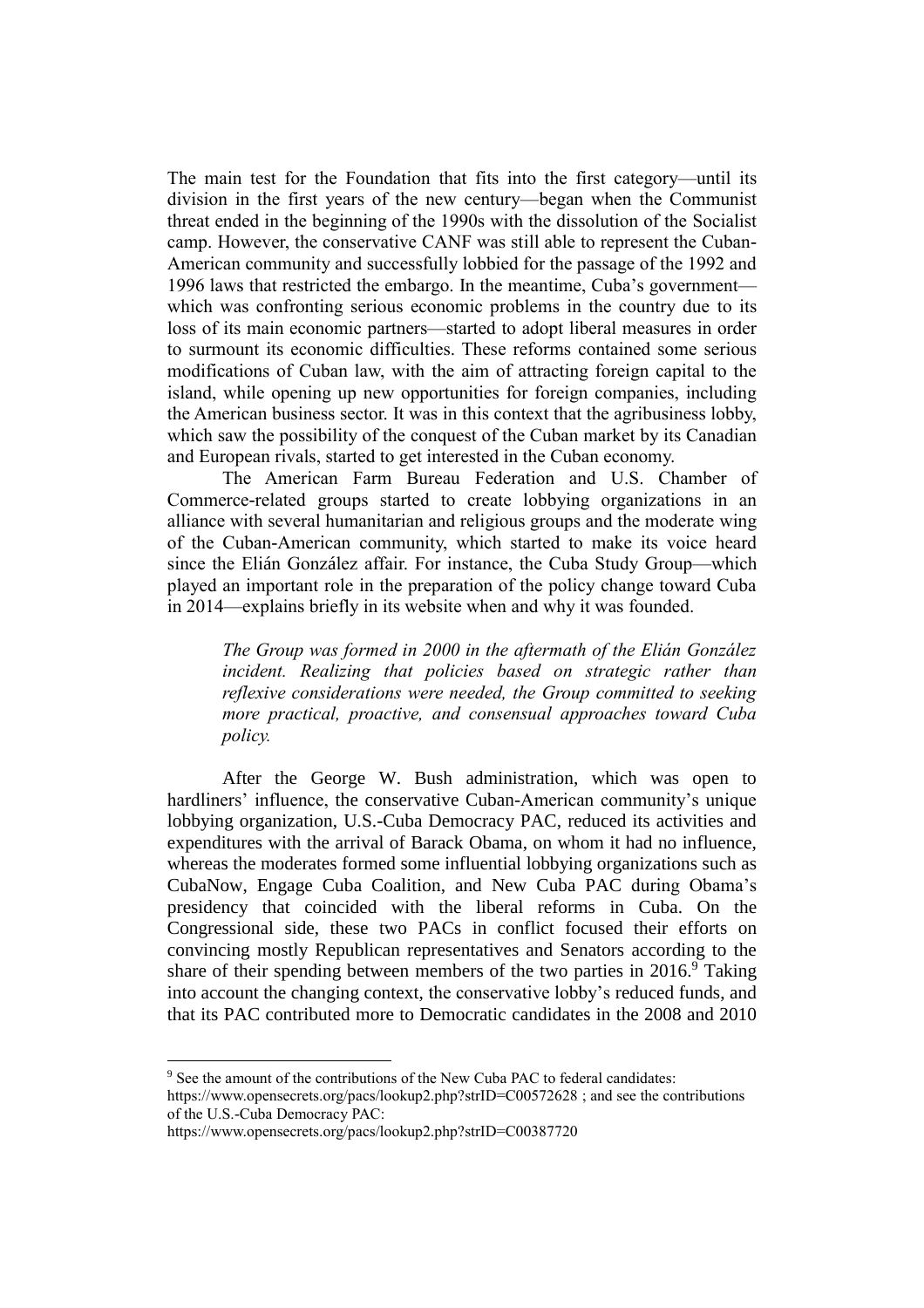The main test for the Foundation that fits into the first category—until its division in the first years of the new century—began when the Communist threat ended in the beginning of the 1990s with the dissolution of the Socialist camp. However, the conservative CANF was still able to represent the Cuban-American community and successfully lobbied for the passage of the 1992 and 1996 laws that restricted the embargo. In the meantime, Cuba's government—which was confronting serious economic problems in the country due to its loss of its main economic partners—started to adopt liberal measures in order to surmount its economic difficulties. These reforms contained some serious modifications of Cuban law, with the aim of attracting foreign capital to the island, while opening up new opportunities for foreign companies, including the American business sector. It was in this context that the agribusiness lobby, which saw the possibility of the conquest of the Cuban market by its Canadian and European rivals, started to get interested in the Cuban economy.

The American Farm Bureau Federation and U.S. Chamber of Commerce-related groups started to create lobbying organizations in an alliance with several humanitarian and religious groups and the moderate wing of the Cuban-American community, which started to make its voice heard since the Elián González affair. For instance, the Cuba Study Group—which played an important role in the preparation of the policy change toward Cuba in 2014—explains briefly in its website when and why it was founded.

> *The Group was formed in 2000 in the aftermath of the Elián González incident. Realizing that policies based on strategic rather than reflexive considerations were needed, the Group committed to seeking more practical, proactive, and consensual approaches toward Cuba policy.*

After the George W. Bush administration, which was open to hardliners' influence, the conservative Cuban-American community's unique lobbying organization, U.S.-Cuba Democracy PAC, reduced its activities and expenditures with the arrival of Barack Obama, on whom it had no influence, whereas the moderates formed some influential lobbying organizations such as CubaNow, Engage Cuba Coalition, and New Cuba PAC during Obama's presidency that coincided with the liberal reforms in Cuba. On the Congressional side, these two PACs in conflict focused their efforts on convincing mostly Republican representatives and Senators according to the share of their spending between members of the two parties in 2016.[9] Taking into account the changing context, the conservative lobby's reduced funds, and that its PAC contributed more to Democratic candidates in the 2008 and 2010

---

[9] See the amount of the contributions of the New Cuba PAC to federal candidates: https://www.opensecrets.org/pacs/lookup2.php?strID=C00572628 ; and see the contributions of the U.S.-Cuba Democracy PAC: https://www.opensecrets.org/pacs/lookup2.php?strID=C00387720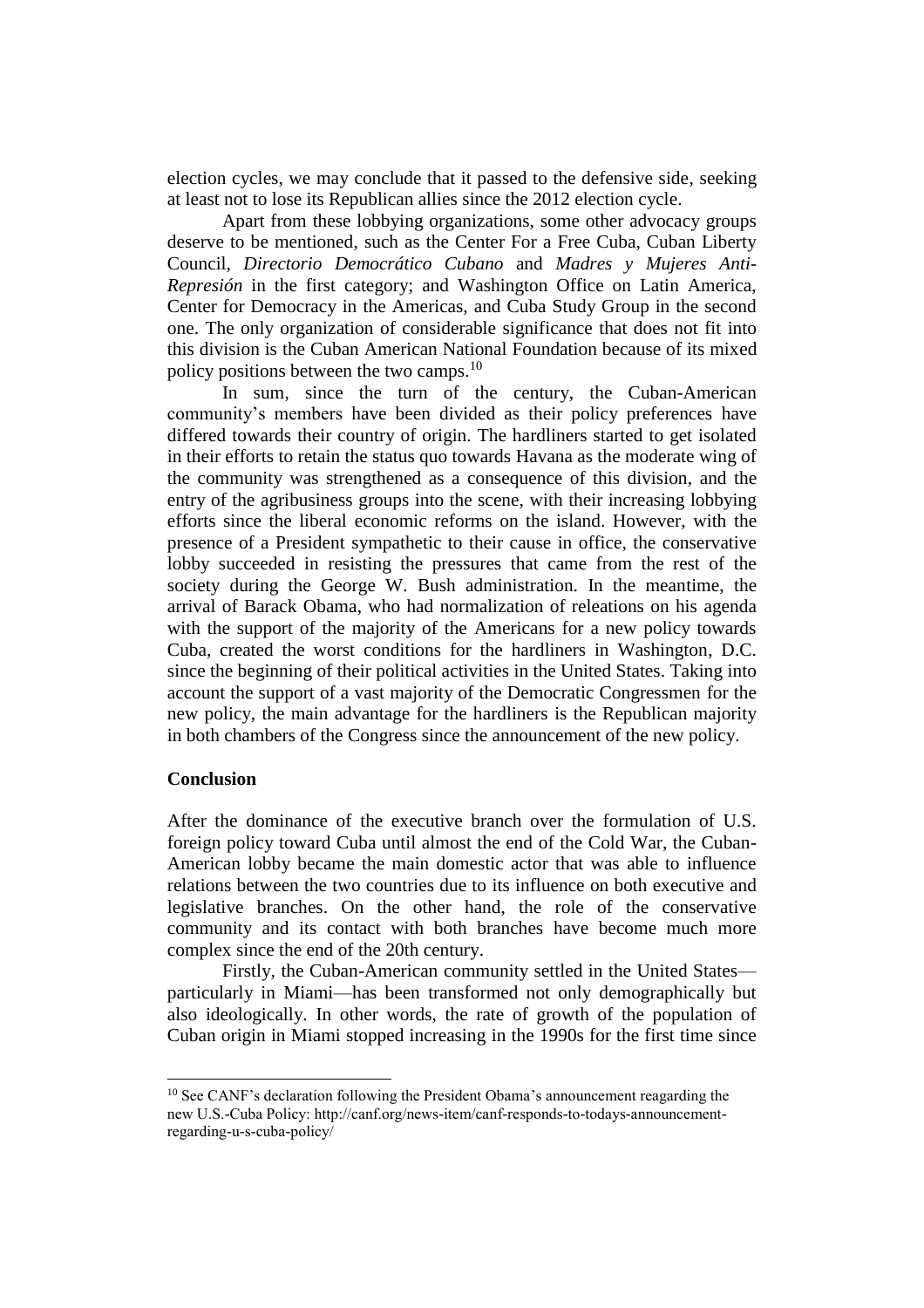election cycles, we may conclude that it passed to the defensive side, seeking at least not to lose its Republican allies since the 2012 election cycle.

Apart from these lobbying organizations, some other advocacy groups deserve to be mentioned, such as the Center For a Free Cuba, Cuban Liberty Council, *Directorio Democrático Cubano* and *Madres y Mujeres Anti-Represión* in the first category; and Washington Office on Latin America, Center for Democracy in the Americas, and Cuba Study Group in the second one. The only organization of considerable significance that does not fit into this division is the Cuban American National Foundation because of its mixed policy positions between the two camps.[10]

In sum, since the turn of the century, the Cuban-American community's members have been divided as their policy preferences have differed towards their country of origin. The hardliners started to get isolated in their efforts to retain the status quo towards Havana as the moderate wing of the community was strengthened as a consequence of this division, and the entry of the agribusiness groups into the scene, with their increasing lobbying efforts since the liberal economic reforms on the island. However, with the presence of a President sympathetic to their cause in office, the conservative lobby succeeded in resisting the pressures that came from the rest of the society during the George W. Bush administration. In the meantime, the arrival of Barack Obama, who had normalization of releations on his agenda with the support of the majority of the Americans for a new policy towards Cuba, created the worst conditions for the hardliners in Washington, D.C. since the beginning of their political activities in the United States. Taking into account the support of a vast majority of the Democratic Congressmen for the new policy, the main advantage for the hardliners is the Republican majority in both chambers of the Congress since the announcement of the new policy.

## Conclusion

After the dominance of the executive branch over the formulation of U.S. foreign policy toward Cuba until almost the end of the Cold War, the Cuban-American lobby became the main domestic actor that was able to influence relations between the two countries due to its influence on both executive and legislative branches. On the other hand, the role of the conservative community and its contact with both branches have become much more complex since the end of the 20th century.

Firstly, the Cuban-American community settled in the United States—particularly in Miami—has been transformed not only demographically but also ideologically. In other words, the rate of growth of the population of Cuban origin in Miami stopped increasing in the 1990s for the first time since

---

[10] See CANF's declaration following the President Obama's announcement reagarding the new U.S.-Cuba Policy: http://canf.org/news-item/canf-responds-to-todays-announcement-regarding-u-s-cuba-policy/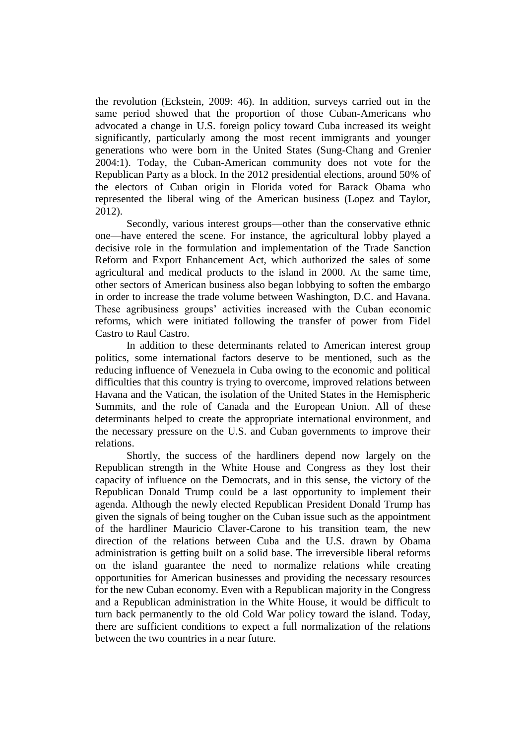the revolution (Eckstein, 2009: 46). In addition, surveys carried out in the same period showed that the proportion of those Cuban-Americans who advocated a change in U.S. foreign policy toward Cuba increased its weight significantly, particularly among the most recent immigrants and younger generations who were born in the United States (Sung-Chang and Grenier 2004:1). Today, the Cuban-American community does not vote for the Republican Party as a block. In the 2012 presidential elections, around 50% of the electors of Cuban origin in Florida voted for Barack Obama who represented the liberal wing of the American business (Lopez and Taylor, 2012).

Secondly, various interest groups—other than the conservative ethnic one—have entered the scene. For instance, the agricultural lobby played a decisive role in the formulation and implementation of the Trade Sanction Reform and Export Enhancement Act, which authorized the sales of some agricultural and medical products to the island in 2000. At the same time, other sectors of American business also began lobbying to soften the embargo in order to increase the trade volume between Washington, D.C. and Havana. These agribusiness groups' activities increased with the Cuban economic reforms, which were initiated following the transfer of power from Fidel Castro to Raul Castro.

In addition to these determinants related to American interest group politics, some international factors deserve to be mentioned, such as the reducing influence of Venezuela in Cuba owing to the economic and political difficulties that this country is trying to overcome, improved relations between Havana and the Vatican, the isolation of the United States in the Hemispheric Summits, and the role of Canada and the European Union. All of these determinants helped to create the appropriate international environment, and the necessary pressure on the U.S. and Cuban governments to improve their relations.

Shortly, the success of the hardliners depend now largely on the Republican strength in the White House and Congress as they lost their capacity of influence on the Democrats, and in this sense, the victory of the Republican Donald Trump could be a last opportunity to implement their agenda. Although the newly elected Republican President Donald Trump has given the signals of being tougher on the Cuban issue such as the appointment of the hardliner Mauricio Claver-Carone to his transition team, the new direction of the relations between Cuba and the U.S. drawn by Obama administration is getting built on a solid base. The irreversible liberal reforms on the island guarantee the need to normalize relations while creating opportunities for American businesses and providing the necessary resources for the new Cuban economy. Even with a Republican majority in the Congress and a Republican administration in the White House, it would be difficult to turn back permanently to the old Cold War policy toward the island. Today, there are sufficient conditions to expect a full normalization of the relations between the two countries in a near future.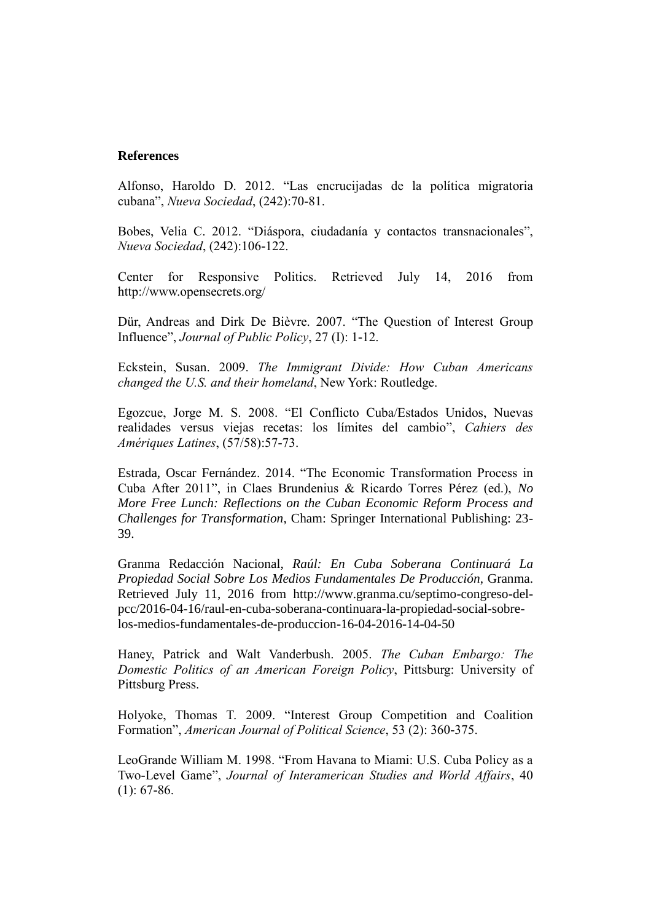**References**

Alfonso, Haroldo D. 2012. "Las encrucijadas de la política migratoria cubana", *Nueva Sociedad*, (242):70-81.

Bobes, Velia C. 2012. "Diáspora, ciudadanía y contactos transnacionales", *Nueva Sociedad*, (242):106-122.

Center for Responsive Politics. Retrieved July 14, 2016 from http://www.opensecrets.org/

Dür, Andreas and Dirk De Bièvre. 2007. "The Question of Interest Group Influence", *Journal of Public Policy*, 27 (I): 1-12.

Eckstein, Susan. 2009. *The Immigrant Divide: How Cuban Americans changed the U.S. and their homeland*, New York: Routledge.

Egozcue, Jorge M. S. 2008. "El Conflicto Cuba/Estados Unidos, Nuevas realidades versus viejas recetas: los límites del cambio", *Cahiers des Amériques Latines*, (57/58):57-73.

Estrada, Oscar Fernández. 2014. "The Economic Transformation Process in Cuba After 2011", in Claes Brundenius & Ricardo Torres Pérez (ed.), *No More Free Lunch: Reflections on the Cuban Economic Reform Process and Challenges for Transformation*, Cham: Springer International Publishing: 23-39.

Granma Redacción Nacional, *Raúl: En Cuba Soberana Continuará La Propiedad Social Sobre Los Medios Fundamentales De Producción*, Granma. Retrieved July 11, 2016 from http://www.granma.cu/septimo-congreso-del-pcc/2016-04-16/raul-en-cuba-soberana-continuara-la-propiedad-social-sobre-los-medios-fundamentales-de-produccion-16-04-2016-14-04-50

Haney, Patrick and Walt Vanderbush. 2005. *The Cuban Embargo: The Domestic Politics of an American Foreign Policy*, Pittsburg: University of Pittsburg Press.

Holyoke, Thomas T. 2009. "Interest Group Competition and Coalition Formation", *American Journal of Political Science*, 53 (2): 360-375.

LeoGrande William M. 1998. "From Havana to Miami: U.S. Cuba Policy as a Two-Level Game", *Journal of Interamerican Studies and World Affairs*, 40 (1): 67-86.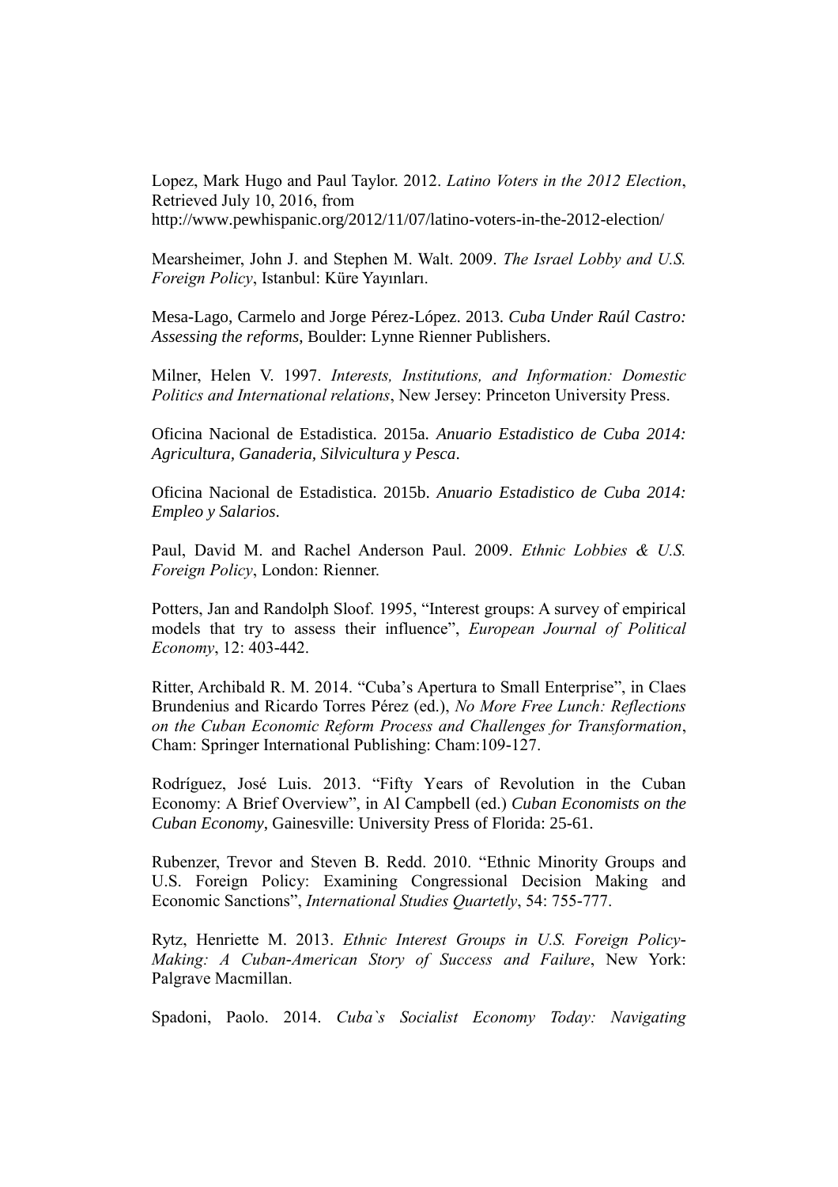Lopez, Mark Hugo and Paul Taylor. 2012. *Latino Voters in the 2012 Election*, Retrieved July 10, 2016, from http://www.pewhispanic.org/2012/11/07/latino-voters-in-the-2012-election/

Mearsheimer, John J. and Stephen M. Walt. 2009. *The Israel Lobby and U.S. Foreign Policy*, Istanbul: Küre Yayınları.

Mesa-Lago, Carmelo and Jorge Pérez-López. 2013. *Cuba Under Raúl Castro: Assessing the reforms*, Boulder: Lynne Rienner Publishers.

Milner, Helen V. 1997. *Interests, Institutions, and Information: Domestic Politics and International relations*, New Jersey: Princeton University Press.

Oficina Nacional de Estadistica. 2015a. *Anuario Estadistico de Cuba 2014: Agricultura, Ganaderia, Silvicultura y Pesca*.

Oficina Nacional de Estadistica. 2015b. *Anuario Estadistico de Cuba 2014: Empleo y Salarios*.

Paul, David M. and Rachel Anderson Paul. 2009. *Ethnic Lobbies & U.S. Foreign Policy*, London: Rienner.

Potters, Jan and Randolph Sloof. 1995, "Interest groups: A survey of empirical models that try to assess their influence", *European Journal of Political Economy*, 12: 403-442.

Ritter, Archibald R. M. 2014. "Cuba's Apertura to Small Enterprise", in Claes Brundenius and Ricardo Torres Pérez (ed.), *No More Free Lunch: Reflections on the Cuban Economic Reform Process and Challenges for Transformation*, Cham: Springer International Publishing: Cham:109-127.

Rodríguez, José Luis. 2013. "Fifty Years of Revolution in the Cuban Economy: A Brief Overview", in Al Campbell (ed.) *Cuban Economists on the Cuban Economy*, Gainesville: University Press of Florida: 25-61.

Rubenzer, Trevor and Steven B. Redd. 2010. "Ethnic Minority Groups and U.S. Foreign Policy: Examining Congressional Decision Making and Economic Sanctions", *International Studies Quartetly*, 54: 755-777.

Rytz, Henriette M. 2013. *Ethnic Interest Groups in U.S. Foreign Policy-Making: A Cuban-American Story of Success and Failure*, New York: Palgrave Macmillan.

Spadoni, Paolo. 2014. *Cuba`s Socialist Economy Today: Navigating*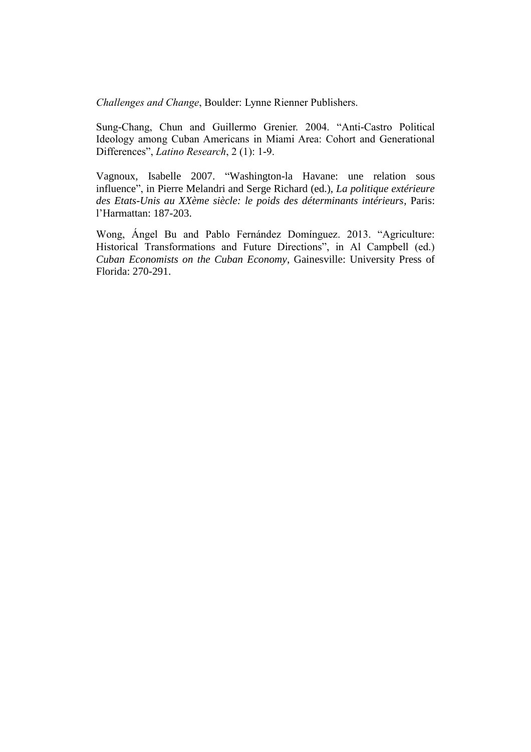*Challenges and Change*, Boulder: Lynne Rienner Publishers.

Sung-Chang, Chun and Guillermo Grenier. 2004. “Anti-Castro Political Ideology among Cuban Americans in Miami Area: Cohort and Generational Differences”, *Latino Research*, 2 (1): 1-9.

Vagnoux, Isabelle 2007. “Washington-la Havane: une relation sous influence”, in Pierre Melandri and Serge Richard (ed.), *La politique extérieure des Etats-Unis au XXème siècle: le poids des déterminants intérieurs*, Paris: l’Harmattan: 187-203.

Wong, Ángel Bu and Pablo Fernández Domínguez. 2013. “Agriculture: Historical Transformations and Future Directions”, in Al Campbell (ed.) *Cuban Economists on the Cuban Economy*, Gainesville: University Press of Florida: 270-291.